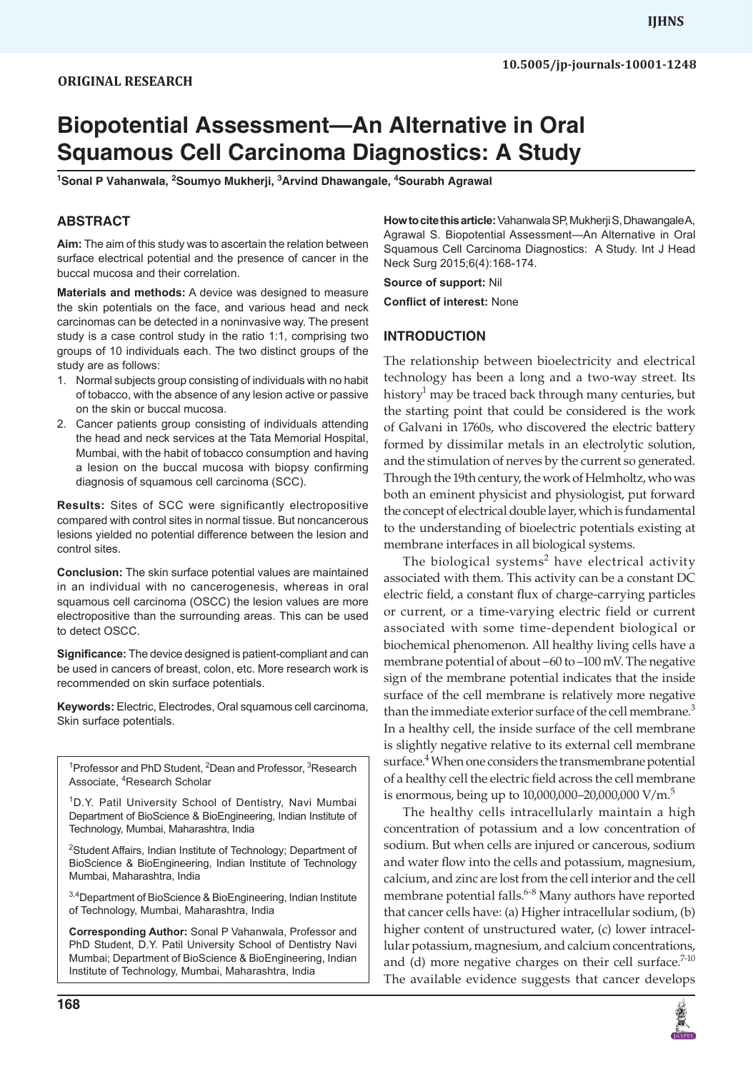ORIGINAL RESEARCH

# Biopotential Assessment—An Alternative in Oral Squamous Cell Carcinoma Diagnostics: A Study

[1]Sonal P Vahanwala, [2]Soumyo Mukherji, [3]Arvind Dhawangale, [4]Sourabh Agrawal

## ABSTRACT

**Aim:** The aim of this study was to ascertain the relation between surface electrical potential and the presence of cancer in the buccal mucosa and their correlation.

**Materials and methods:** A device was designed to measure the skin potentials on the face, and various head and neck carcinomas can be detected in a noninvasive way. The present study is a case control study in the ratio 1:1, comprising two groups of 10 individuals each. The two distinct groups of the study are as follows:

1. Normal subjects group consisting of individuals with no habit of tobacco, with the absence of any lesion active or passive on the skin or buccal mucosa.
2. Cancer patients group consisting of individuals attending the head and neck services at the Tata Memorial Hospital, Mumbai, with the habit of tobacco consumption and having a lesion on the buccal mucosa with biopsy confirming diagnosis of squamous cell carcinoma (SCC).

**Results:** Sites of SCC were significantly electropositive compared with control sites in normal tissue. But noncancerous lesions yielded no potential difference between the lesion and control sites.

**Conclusion:** The skin surface potential values are maintained in an individual with no cancerogenesis, whereas in oral squamous cell carcinoma (OSCC) the lesion values are more electropositive than the surrounding areas. This can be used to detect OSCC.

**Significance:** The device designed is patient-compliant and can be used in cancers of breast, colon, etc. More research work is recommended on skin surface potentials.

**Keywords:** Electric, Electrodes, Oral squamous cell carcinoma, Skin surface potentials.

**How to cite this article:** Vahanwala SP, Mukherji S, Dhawangale A, Agrawal S. Biopotential Assessment—An Alternative in Oral Squamous Cell Carcinoma Diagnostics: A Study. Int J Head Neck Surg 2015;6(4):168-174.

**Source of support:** Nil

**Conflict of interest:** None

[1]Professor and PhD Student, [2]Dean and Professor, [3]Research Associate, [4]Research Scholar

[1]D.Y. Patil University School of Dentistry, Navi Mumbai Department of BioScience & BioEngineering, Indian Institute of Technology, Mumbai, Maharashtra, India

[2]Student Affairs, Indian Institute of Technology; Department of BioScience & BioEngineering, Indian Institute of Technology Mumbai, Maharashtra, India

[3,4]Department of BioScience & BioEngineering, Indian Institute of Technology, Mumbai, Maharashtra, India

**Corresponding Author:** Sonal P Vahanwala, Professor and PhD Student, D.Y. Patil University School of Dentistry Navi Mumbai; Department of BioScience & BioEngineering, Indian Institute of Technology, Mumbai, Maharashtra, India

## INTRODUCTION

The relationship between bioelectricity and electrical technology has been a long and a two-way street. Its history[1] may be traced back through many centuries, but the starting point that could be considered is the work of Galvani in 1760s, who discovered the electric battery formed by dissimilar metals in an electrolytic solution, and the stimulation of nerves by the current so generated. Through the 19th century, the work of Helmholtz, who was both an eminent physicist and physiologist, put forward the concept of electrical double layer, which is fundamental to the understanding of bioelectric potentials existing at membrane interfaces in all biological systems.

The biological systems[2] have electrical activity associated with them. This activity can be a constant DC electric field, a constant flux of charge-carrying particles or current, or a time-varying electric field or current associated with some time-dependent biological or biochemical phenomenon. All healthy living cells have a membrane potential of about –60 to –100 mV. The negative sign of the membrane potential indicates that the inside surface of the cell membrane is relatively more negative than the immediate exterior surface of the cell membrane.[3] In a healthy cell, the inside surface of the cell membrane is slightly negative relative to its external cell membrane surface.[4] When one considers the transmembrane potential of a healthy cell the electric field across the cell membrane is enormous, being up to 10,000,000–20,000,000 V/m.[5]

The healthy cells intracellularly maintain a high concentration of potassium and a low concentration of sodium. But when cells are injured or cancerous, sodium and water flow into the cells and potassium, magnesium, calcium, and zinc are lost from the cell interior and the cell membrane potential falls.[6-8] Many authors have reported that cancer cells have: (a) Higher intracellular sodium, (b) higher content of unstructured water, (c) lower intracellular potassium, magnesium, and calcium concentrations, and (d) more negative charges on their cell surface.[7-10] The available evidence suggests that cancer develops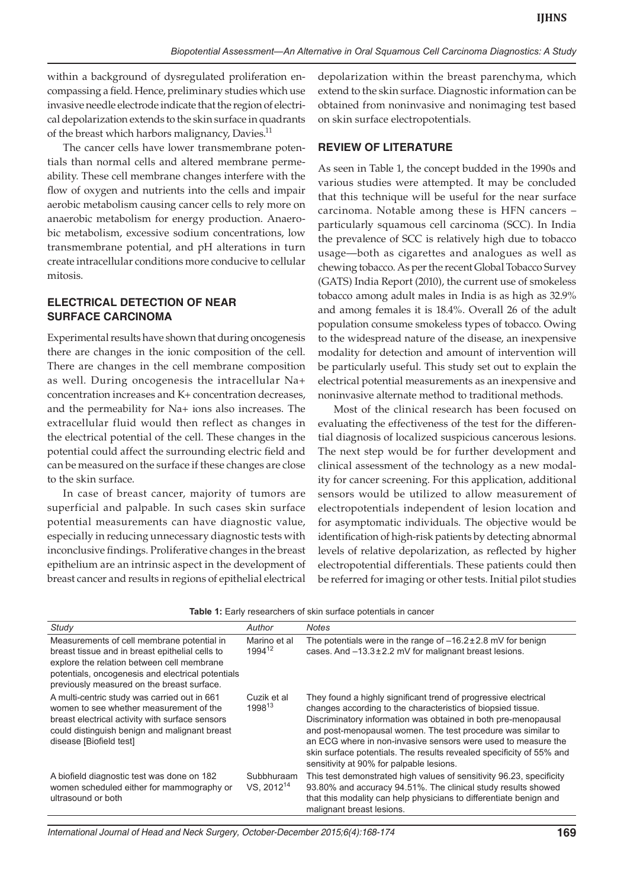within a background of dysregulated proliferation encompassing a field. Hence, preliminary studies which use invasive needle electrode indicate that the region of electrical depolarization extends to the skin surface in quadrants of the breast which harbors malignancy, Davies.[11]

The cancer cells have lower transmembrane potentials than normal cells and altered membrane permeability. These cell membrane changes interfere with the flow of oxygen and nutrients into the cells and impair aerobic metabolism causing cancer cells to rely more on anaerobic metabolism for energy production. Anaerobic metabolism, excessive sodium concentrations, low transmembrane potential, and pH alterations in turn create intracellular conditions more conducive to cellular mitosis.

## ELECTRICAL DETECTION OF NEAR SURFACE CARCINOMA

Experimental results have shown that during oncogenesis there are changes in the ionic composition of the cell. There are changes in the cell membrane composition as well. During oncogenesis the intracellular $Na^+$ concentration increases and $K^+$ concentration decreases, and the permeability for $Na^+$ ions also increases. The extracellular fluid would then reflect as changes in the electrical potential of the cell. These changes in the potential could affect the surrounding electric field and can be measured on the surface if these changes are close to the skin surface.

In case of breast cancer, majority of tumors are superficial and palpable. In such cases skin surface potential measurements can have diagnostic value, especially in reducing unnecessary diagnostic tests with inconclusive findings. Proliferative changes in the breast epithelium are an intrinsic aspect in the development of breast cancer and results in regions of epithelial electrical depolarization within the breast parenchyma, which extend to the skin surface. Diagnostic information can be obtained from noninvasive and nonimaging test based on skin surface electropotentials.

## REVIEW OF LITERATURE

As seen in Table 1, the concept budded in the 1990s and various studies were attempted. It may be concluded that this technique will be useful for the near surface carcinoma. Notable among these is HFN cancers – particularly squamous cell carcinoma (SCC). In India the prevalence of SCC is relatively high due to tobacco usage—both as cigarettes and analogues as well as chewing tobacco. As per the recent Global Tobacco Survey (GATS) India Report (2010), the current use of smokeless tobacco among adult males in India is as high as 32.9% and among females it is 18.4%. Overall 26 of the adult population consume smokeless types of tobacco. Owing to the widespread nature of the disease, an inexpensive modality for detection and amount of intervention will be particularly useful. This study set out to explain the electrical potential measurements as an inexpensive and noninvasive alternate method to traditional methods.

Most of the clinical research has been focused on evaluating the effectiveness of the test for the differential diagnosis of localized suspicious cancerous lesions. The next step would be for further development and clinical assessment of the technology as a new modality for cancer screening. For this application, additional sensors would be utilized to allow measurement of electropotentials independent of lesion location and for asymptomatic individuals. The objective would be identification of high-risk patients by detecting abnormal levels of relative depolarization, as reflected by higher electropotential differentials. These patients could then be referred for imaging or other tests. Initial pilot studies

**Table 1:** Early researchers of skin surface potentials in cancer

| *Study* | *Author* | *Notes* |
|---|---|---|
| Measurements of cell membrane potential in breast tissue and in breast epithelial cells to explore the relation between cell membrane potentials, oncogenesis and electrical potentials previously measured on the breast surface. | Marino et al 1994[12] | The potentials were in the range of $-16.2 \pm 2.8$ mV for benign cases. And $-13.3 \pm 2.2$ mV for malignant breast lesions. |
| A multi-centric study was carried out in 661 women to see whether measurement of the breast electrical activity with surface sensors could distinguish benign and malignant breast disease [Biofield test] | Cuzik et al 1998[13] | They found a highly significant trend of progressive electrical changes according to the characteristics of biopsied tissue. Discriminatory information was obtained in both pre-menopausal and post-menopausal women. The test procedure was similar to an ECG where in non-invasive sensors were used to measure the skin surface potentials. The results revealed specificity of 55% and sensitivity at 90% for palpable lesions. |
| A biofield diagnostic test was done on 182 women scheduled either for mammography or ultrasound or both | Subbhuraam VS, 2012[14] | This test demonstrated high values of sensitivity 96.23, specificity 93.80% and accuracy 94.51%. The clinical study results showed that this modality can help physicians to differentiate benign and malignant breast lesions. |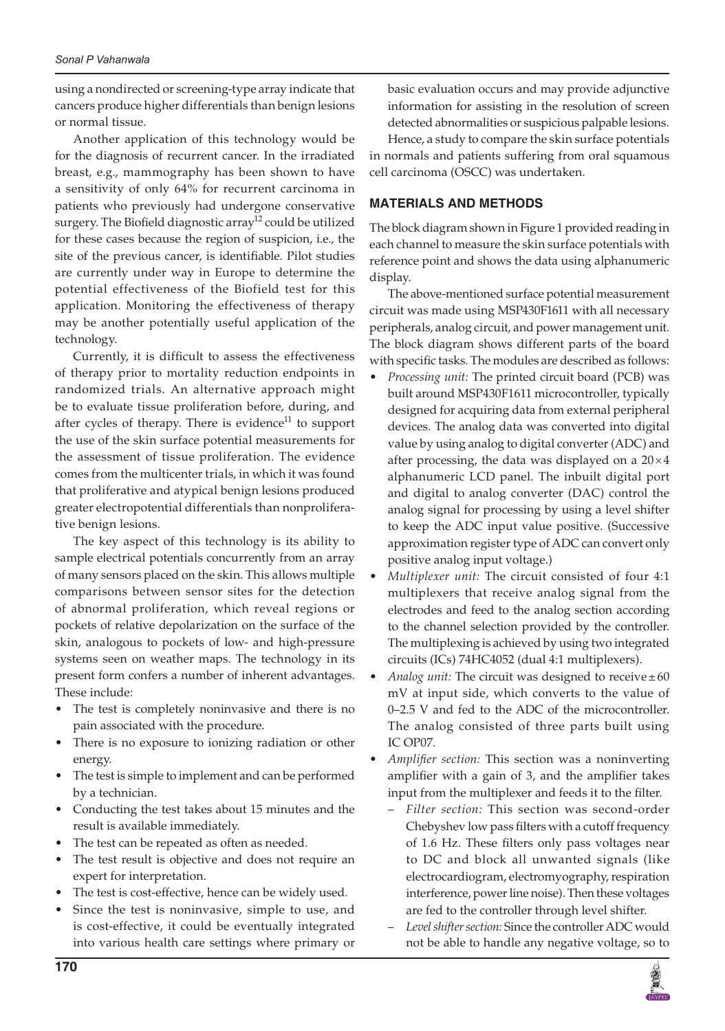using a nondirected or screening-type array indicate that cancers produce higher differentials than benign lesions or normal tissue.

Another application of this technology would be for the diagnosis of recurrent cancer. In the irradiated breast, e.g., mammography has been shown to have a sensitivity of only 64% for recurrent carcinoma in patients who previously had undergone conservative surgery. The Biofield diagnostic array[12] could be utilized for these cases because the region of suspicion, i.e., the site of the previous cancer, is identifiable. Pilot studies are currently under way in Europe to determine the potential effectiveness of the Biofield test for this application. Monitoring the effectiveness of therapy may be another potentially useful application of the technology.

Currently, it is difficult to assess the effectiveness of therapy prior to mortality reduction endpoints in randomized trials. An alternative approach might be to evaluate tissue proliferation before, during, and after cycles of therapy. There is evidence[11] to support the use of the skin surface potential measurements for the assessment of tissue proliferation. The evidence comes from the multicenter trials, in which it was found that proliferative and atypical benign lesions produced greater electropotential differentials than nonproliferative benign lesions.

The key aspect of this technology is its ability to sample electrical potentials concurrently from an array of many sensors placed on the skin. This allows multiple comparisons between sensor sites for the detection of abnormal proliferation, which reveal regions or pockets of relative depolarization on the surface of the skin, analogous to pockets of low- and high-pressure systems seen on weather maps. The technology in its present form confers a number of inherent advantages. These include:

- The test is completely noninvasive and there is no pain associated with the procedure.
- There is no exposure to ionizing radiation or other energy.
- The test is simple to implement and can be performed by a technician.
- Conducting the test takes about 15 minutes and the result is available immediately.
- The test can be repeated as often as needed.
- The test result is objective and does not require an expert for interpretation.
- The test is cost-effective, hence can be widely used.
- Since the test is noninvasive, simple to use, and is cost-effective, it could be eventually integrated into various health care settings where primary or basic evaluation occurs and may provide adjunctive information for assisting in the resolution of screen detected abnormalities or suspicious palpable lesions.

Hence, a study to compare the skin surface potentials in normals and patients suffering from oral squamous cell carcinoma (OSCC) was undertaken.

## MATERIALS AND METHODS

The block diagram shown in Figure 1 provided reading in each channel to measure the skin surface potentials with reference point and shows the data using alphanumeric display.

The above-mentioned surface potential measurement circuit was made using MSP430F1611 with all necessary peripherals, analog circuit, and power management unit. The block diagram shows different parts of the board with specific tasks. The modules are described as follows:

- *Processing unit:* The printed circuit board (PCB) was built around MSP430F1611 microcontroller, typically designed for acquiring data from external peripheral devices. The analog data was converted into digital value by using analog to digital converter (ADC) and after processing, the data was displayed on a $20 \times 4$ alphanumeric LCD panel. The inbuilt digital port and digital to analog converter (DAC) control the analog signal for processing by using a level shifter to keep the ADC input value positive. (Successive approximation register type of ADC can convert only positive analog input voltage.)
- *Multiplexer unit:* The circuit consisted of four 4:1 multiplexers that receive analog signal from the electrodes and feed to the analog section according to the channel selection provided by the controller. The multiplexing is achieved by using two integrated circuits (ICs) 74HC4052 (dual 4:1 multiplexers).
- *Analog unit:* The circuit was designed to receive $\pm 60$ mV at input side, which converts to the value of 0–2.5 V and fed to the ADC of the microcontroller. The analog consisted of three parts built using IC OP07.
- *Amplifier section:* This section was a noninverting amplifier with a gain of 3, and the amplifier takes input from the multiplexer and feeds it to the filter.
  - *Filter section:* This section was second-order Chebyshev low pass filters with a cutoff frequency of 1.6 Hz. These filters only pass voltages near to DC and block all unwanted signals (like electrocardiogram, electromyography, respiration interference, power line noise). Then these voltages are fed to the controller through level shifter.
  - *Level shifter section:* Since the controller ADC would not be able to handle any negative voltage, so to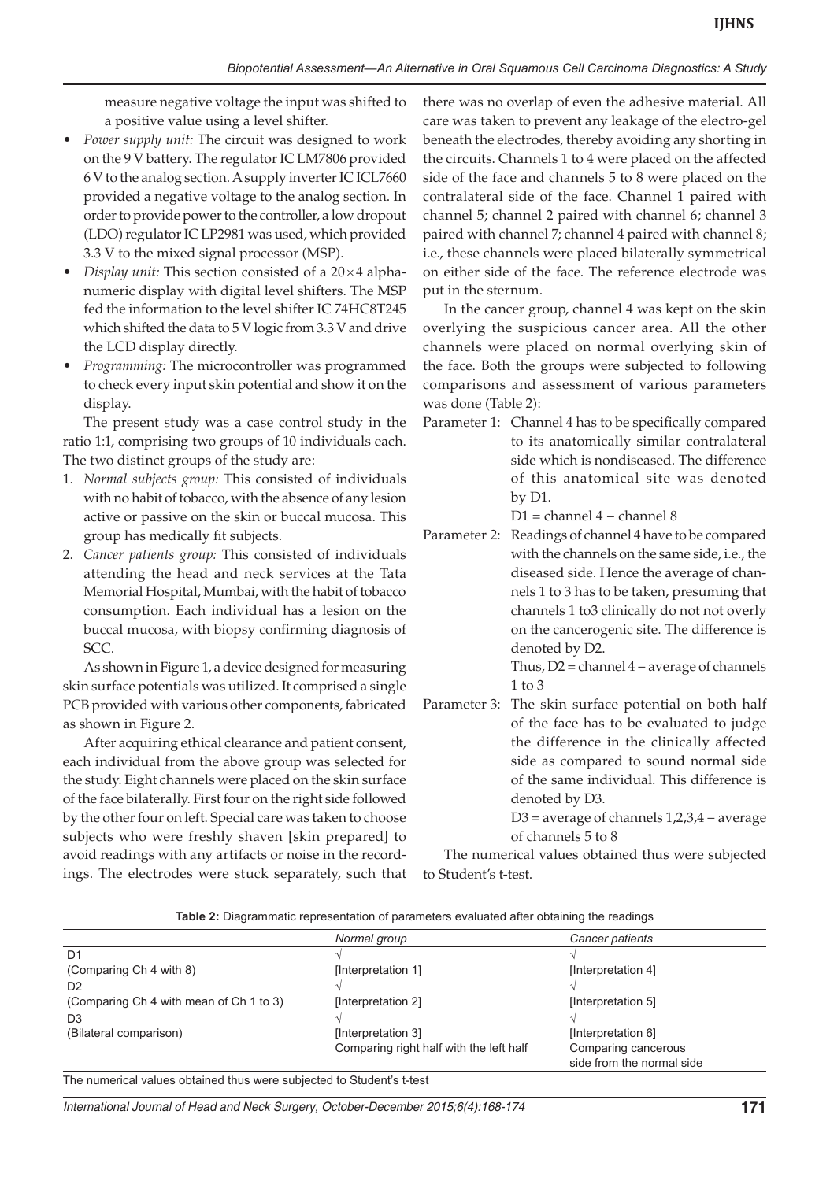measure negative voltage the input was shifted to a positive value using a level shifter.

- *Power supply unit:* The circuit was designed to work on the 9 V battery. The regulator IC LM7806 provided 6 V to the analog section. A supply inverter IC ICL7660 provided a negative voltage to the analog section. In order to provide power to the controller, a low dropout (LDO) regulator IC LP2981 was used, which provided 3.3 V to the mixed signal processor (MSP).
- *Display unit:* This section consisted of a 20 × 4 alphanumeric display with digital level shifters. The MSP fed the information to the level shifter IC 74HC8T245 which shifted the data to 5 V logic from 3.3 V and drive the LCD display directly.
- *Programming:* The microcontroller was programmed to check every input skin potential and show it on the display.

The present study was a case control study in the ratio 1:1, comprising two groups of 10 individuals each. The two distinct groups of the study are:

1. *Normal subjects group:* This consisted of individuals with no habit of tobacco, with the absence of any lesion active or passive on the skin or buccal mucosa. This group has medically fit subjects.
2. *Cancer patients group:* This consisted of individuals attending the head and neck services at the Tata Memorial Hospital, Mumbai, with the habit of tobacco consumption. Each individual has a lesion on the buccal mucosa, with biopsy confirming diagnosis of SCC.

As shown in Figure 1, a device designed for measuring skin surface potentials was utilized. It comprised a single PCB provided with various other components, fabricated as shown in Figure 2.

After acquiring ethical clearance and patient consent, each individual from the above group was selected for the study. Eight channels were placed on the skin surface of the face bilaterally. First four on the right side followed by the other four on left. Special care was taken to choose subjects who were freshly shaven [skin prepared] to avoid readings with any artifacts or noise in the recordings. The electrodes were stuck separately, such that there was no overlap of even the adhesive material. All care was taken to prevent any leakage of the electro-gel beneath the electrodes, thereby avoiding any shorting in the circuits. Channels 1 to 4 were placed on the affected side of the face and channels 5 to 8 were placed on the contralateral side of the face. Channel 1 paired with channel 5; channel 2 paired with channel 6; channel 3 paired with channel 7; channel 4 paired with channel 8; i.e., these channels were placed bilaterally symmetrical on either side of the face. The reference electrode was put in the sternum.

In the cancer group, channel 4 was kept on the skin overlying the suspicious cancer area. All the other channels were placed on normal overlying skin of the face. Both the groups were subjected to following comparisons and assessment of various parameters was done (Table 2):

Parameter 1: Channel 4 has to be specifically compared to its anatomically similar contralateral side which is nondiseased. The difference of this anatomical site was denoted by D1.

D1 = channel 4 − channel 8

Parameter 2: Readings of channel 4 have to be compared with the channels on the same side, i.e., the diseased side. Hence the average of channels 1 to 3 has to be taken, presuming that channels 1 to3 clinically do not not overly on the cancerogenic site. The difference is denoted by D2.

Thus, D2 = channel 4 – average of channels 1 to 3

Parameter 3: The skin surface potential on both half of the face has to be evaluated to judge the difference in the clinically affected side as compared to sound normal side of the same individual. This difference is denoted by D3.

D3 = average of channels 1,2,3,4 – average of channels 5 to 8

The numerical values obtained thus were subjected to Student's t-test.

**Table 2:** Diagrammatic representation of parameters evaluated after obtaining the readings

| | Normal group | Cancer patients |
|---|---|---|
| D1 | √ | √ |
| (Comparing Ch 4 with 8) | [Interpretation 1] | [Interpretation 4] |
| D2 | √ | √ |
| (Comparing Ch 4 with mean of Ch 1 to 3) | [Interpretation 2] | [Interpretation 5] |
| D3 | √ | √ |
| (Bilateral comparison) | [Interpretation 3] Comparing right half with the left half | [Interpretation 6] Comparing cancerous side from the normal side |

The numerical values obtained thus were subjected to Student's t-test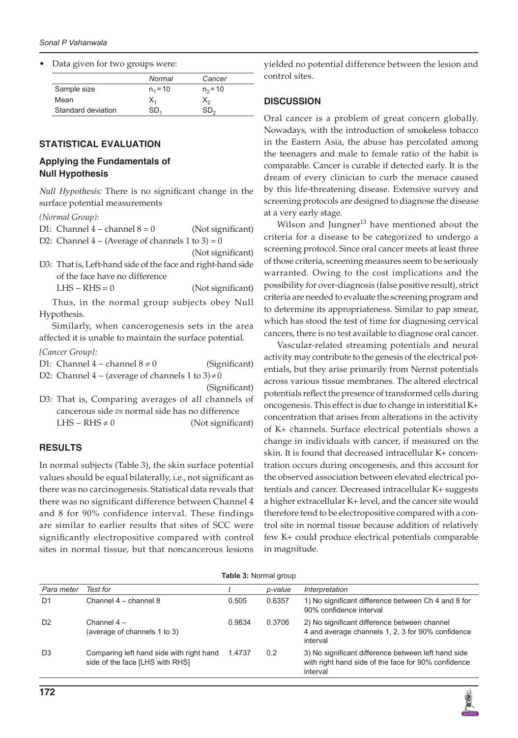- Data given for two groups were:

| | *Normal* | *Cancer* |
|---|---|---|
| Sample size | $n_1 = 10$ | $n_2 = 10$ |
| Mean | $X_1$ | $X_2$ |
| Standard deviation | $SD_1$ | $SD_2$ |

## STATISTICAL EVALUATION

### Applying the Fundamentals of Null Hypothesis

*Null Hypothesis:* There is no significant change in the surface potential measurements

*(Normal Group):*

D1: Channel 4 – channel 8 = 0 (Not significant)

D2: Channel 4 – (Average of channels 1 to 3) = 0 (Not significant)

D3: That is, Left-hand side of the face and right-hand side of the face have no difference
LHS – RHS = 0 (Not significant)

Thus, in the normal group subjects obey Null Hypothesis.

Similarly, when cancerogenesis sets in the area affected it is unable to maintain the surface potential.

*{Cancer Group}:*

D1: Channel 4 – channel 8 $\neq 0$ (Significant)

D2: Channel 4 – (average of channels 1 to 3) $\neq 0$ (Significant)

D3: That is, Comparing averages of all channels of cancerous side *vs* normal side has no difference
LHS – RHS $\neq 0$ (Not significant)

## RESULTS

In normal subjects (Table 3), the skin surface potential values should be equal bilaterally, i.e., not significant as there was no carcinogenesis. Statistical data reveals that there was no significant difference between Channel 4 and 8 for 90% confidence interval. These findings are similar to earlier results that sites of SCC were significantly electropositive compared with control sites in normal tissue, but that noncancerous lesions yielded no potential difference between the lesion and control sites.

## DISCUSSION

Oral cancer is a problem of great concern globally. Nowadays, with the introduction of smokeless tobacco in the Eastern Asia, the abuse has percolated among the teenagers and male to female ratio of the habit is comparable. Cancer is curable if detected early. It is the dream of every clinician to curb the menace caused by this life-threatening disease. Extensive survey and screening protocols are designed to diagnose the disease at a very early stage.

Wilson and Jungner[13] have mentioned about the criteria for a disease to be categorized to undergo a screening protocol. Since oral cancer meets at least three of those criteria, screening measures seem to be seriously warranted. Owing to the cost implications and the possibility for over-diagnosis (false positive result), strict criteria are needed to evaluate the screening program and to determine its appropriateness. Similar to pap smear, which has stood the test of time for diagnosing cervical cancers, there is no test available to diagnose oral cancer.

Vascular-related streaming potentials and neural activity may contribute to the genesis of the electrical potentials, but they arise primarily from Nernst potentials across various tissue membranes. The altered electrical potentials reflect the presence of transformed cells during oncogenesis. This effect is due to change in interstitial $K^+$ concentration that arises from alterations in the activity of $K^+$ channels. Surface electrical potentials shows a change in individuals with cancer, if measured on the skin. It is found that decreased intracellular $K^+$ concentration occurs during oncogenesis, and this account for the observed association between elevated electrical potentials and cancer. Decreased intracellular $K^+$ suggests a higher extracellular $K^+$ level, and the cancer site would therefore tend to be electropositive compared with a control site in normal tissue because addition of relatively few $K^+$ could produce electrical potentials comparable in magnitude.

**Table 3:** Normal group

| *Para meter* | *Test for* | *t* | *p-value* | *Interpretation* |
|---|---|---|---|---|
| D1 | Channel 4 – channel 8 | 0.505 | 0.6357 | 1) No significant difference between Ch 4 and 8 for 90% confidence interval |
| D2 | Channel 4 – (average of channels 1 to 3) | 0.9834 | 0.3706 | 2) No significant difference between channel 4 and average channels 1, 2, 3 for 90% confidence interval |
| D3 | Comparing left hand side with right hand side of the face [LHS with RHS] | 1.4737 | 0.2 | 3) No significant difference between left hand side with right hand side of the face for 90% confidence interval |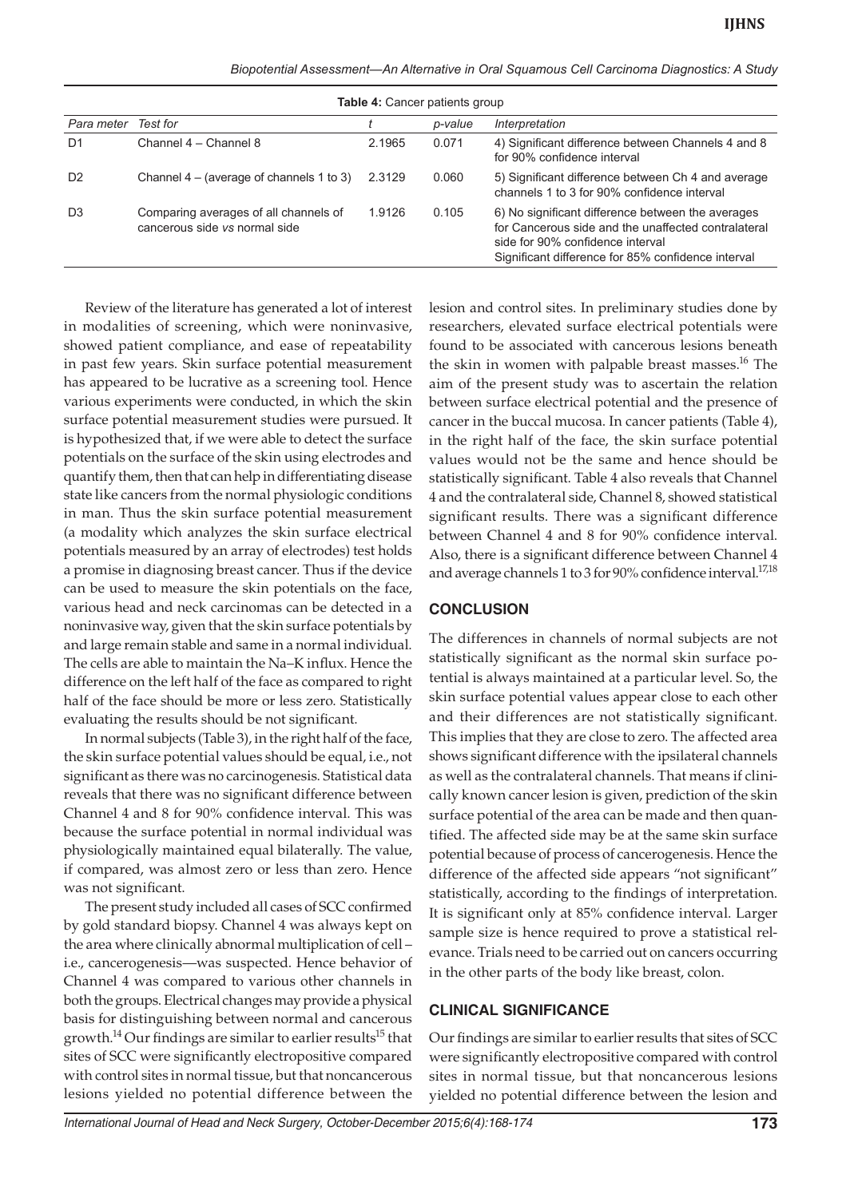**Table 4:** Cancer patients group

| Para meter | Test for | t | p-value | Interpretation |
|---|---|---|---|---|
| D1 | Channel 4 – Channel 8 | 2.1965 | 0.071 | 4) Significant difference between Channels 4 and 8 for 90% confidence interval |
| D2 | Channel 4 – (average of channels 1 to 3) | 2.3129 | 0.060 | 5) Significant difference between Ch 4 and average channels 1 to 3 for 90% confidence interval |
| D3 | Comparing averages of all channels of cancerous side *vs* normal side | 1.9126 | 0.105 | 6) No significant difference between the averages for Cancerous side and the unaffected contralateral side for 90% confidence interval Significant difference for 85% confidence interval |

Review of the literature has generated a lot of interest in modalities of screening, which were noninvasive, showed patient compliance, and ease of repeatability in past few years. Skin surface potential measurement has appeared to be lucrative as a screening tool. Hence various experiments were conducted, in which the skin surface potential measurement studies were pursued. It is hypothesized that, if we were able to detect the surface potentials on the surface of the skin using electrodes and quantify them, then that can help in differentiating disease state like cancers from the normal physiologic conditions in man. Thus the skin surface potential measurement (a modality which analyzes the skin surface electrical potentials measured by an array of electrodes) test holds a promise in diagnosing breast cancer. Thus if the device can be used to measure the skin potentials on the face, various head and neck carcinomas can be detected in a noninvasive way, given that the skin surface potentials by and large remain stable and same in a normal individual. The cells are able to maintain the Na–K influx. Hence the difference on the left half of the face as compared to right half of the face should be more or less zero. Statistically evaluating the results should be not significant.

In normal subjects (Table 3), in the right half of the face, the skin surface potential values should be equal, i.e., not significant as there was no carcinogenesis. Statistical data reveals that there was no significant difference between Channel 4 and 8 for 90% confidence interval. This was because the surface potential in normal individual was physiologically maintained equal bilaterally. The value, if compared, was almost zero or less than zero. Hence was not significant.

The present study included all cases of SCC confirmed by gold standard biopsy. Channel 4 was always kept on the area where clinically abnormal multiplication of cell – i.e., cancerogenesis—was suspected. Hence behavior of Channel 4 was compared to various other channels in both the groups. Electrical changes may provide a physical basis for distinguishing between normal and cancerous growth.[14] Our findings are similar to earlier results[15] that sites of SCC were significantly electropositive compared with control sites in normal tissue, but that noncancerous lesions yielded no potential difference between the lesion and control sites. In preliminary studies done by researchers, elevated surface electrical potentials were found to be associated with cancerous lesions beneath the skin in women with palpable breast masses.[16] The aim of the present study was to ascertain the relation between surface electrical potential and the presence of cancer in the buccal mucosa. In cancer patients (Table 4), in the right half of the face, the skin surface potential values would not be the same and hence should be statistically significant. Table 4 also reveals that Channel 4 and the contralateral side, Channel 8, showed statistical significant results. There was a significant difference between Channel 4 and 8 for 90% confidence interval. Also, there is a significant difference between Channel 4 and average channels 1 to 3 for 90% confidence interval.[17,18]

## CONCLUSION

The differences in channels of normal subjects are not statistically significant as the normal skin surface potential is always maintained at a particular level. So, the skin surface potential values appear close to each other and their differences are not statistically significant. This implies that they are close to zero. The affected area shows significant difference with the ipsilateral channels as well as the contralateral channels. That means if clinically known cancer lesion is given, prediction of the skin surface potential of the area can be made and then quantified. The affected side may be at the same skin surface potential because of process of cancerogenesis. Hence the difference of the affected side appears "not significant" statistically, according to the findings of interpretation. It is significant only at 85% confidence interval. Larger sample size is hence required to prove a statistical relevance. Trials need to be carried out on cancers occurring in the other parts of the body like breast, colon.

## CLINICAL SIGNIFICANCE

Our findings are similar to earlier results that sites of SCC were significantly electropositive compared with control sites in normal tissue, but that noncancerous lesions yielded no potential difference between the lesion and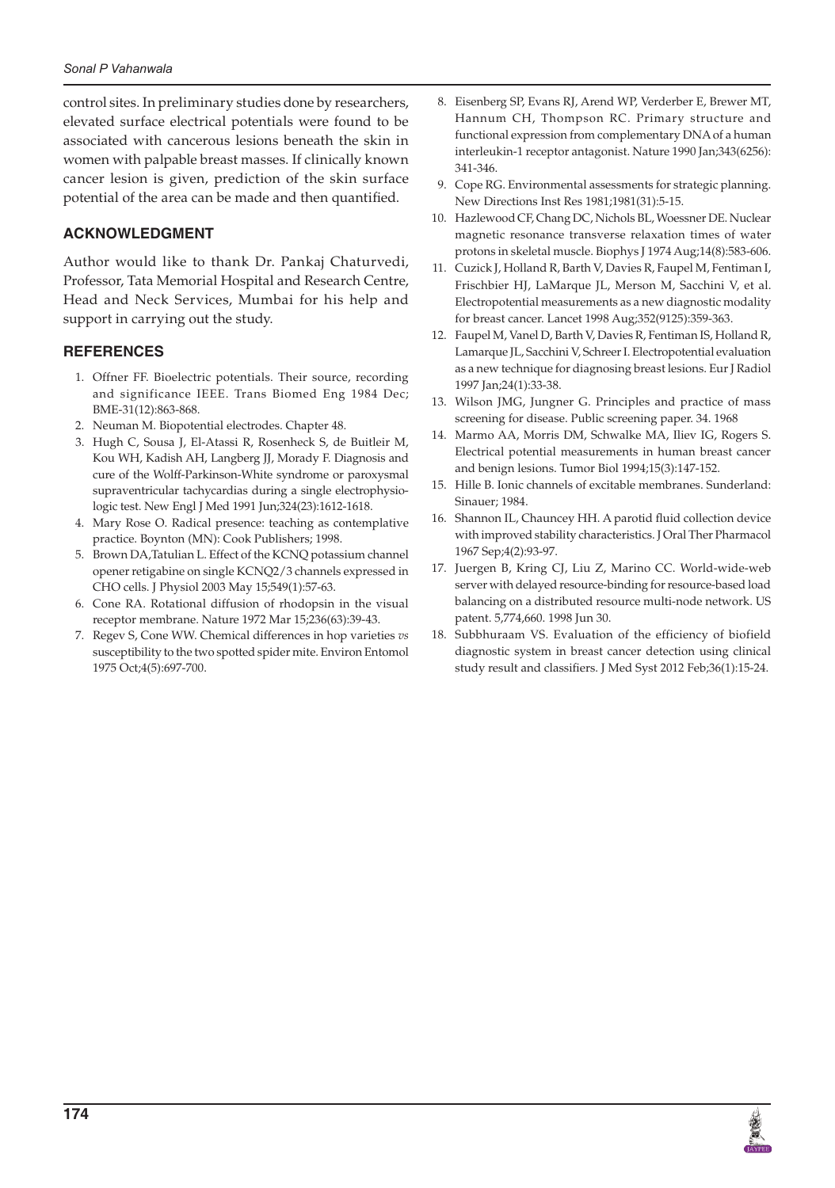control sites. In preliminary studies done by researchers, elevated surface electrical potentials were found to be associated with cancerous lesions beneath the skin in women with palpable breast masses. If clinically known cancer lesion is given, prediction of the skin surface potential of the area can be made and then quantified.

## ACKNOWLEDGMENT

Author would like to thank Dr. Pankaj Chaturvedi, Professor, Tata Memorial Hospital and Research Centre, Head and Neck Services, Mumbai for his help and support in carrying out the study.

## REFERENCES

1. Offner FF. Bioelectric potentials. Their source, recording and significance IEEE. Trans Biomed Eng 1984 Dec; BME-31(12):863-868.
2. Neuman M. Biopotential electrodes. Chapter 48.
3. Hugh C, Sousa J, El-Atassi R, Rosenheck S, de Buitleir M, Kou WH, Kadish AH, Langberg JJ, Morady F. Diagnosis and cure of the Wolff-Parkinson-White syndrome or paroxysmal supraventricular tachycardias during a single electrophysiologic test. New Engl J Med 1991 Jun;324(23):1612-1618.
4. Mary Rose O. Radical presence: teaching as contemplative practice. Boynton (MN): Cook Publishers; 1998.
5. Brown DA,Tatulian L. Effect of the KCNQ potassium channel opener retigabine on single KCNQ2/3 channels expressed in CHO cells. J Physiol 2003 May 15;549(1):57-63.
6. Cone RA. Rotational diffusion of rhodopsin in the visual receptor membrane. Nature 1972 Mar 15;236(63):39-43.
7. Regev S, Cone WW. Chemical differences in hop varieties *vs* susceptibility to the two spotted spider mite. Environ Entomol 1975 Oct;4(5):697-700.
8. Eisenberg SP, Evans RJ, Arend WP, Verderber E, Brewer MT, Hannum CH, Thompson RC. Primary structure and functional expression from complementary DNA of a human interleukin-1 receptor antagonist. Nature 1990 Jan;343(6256): 341-346.
9. Cope RG. Environmental assessments for strategic planning. New Directions Inst Res 1981;1981(31):5-15.
10. Hazlewood CF, Chang DC, Nichols BL, Woessner DE. Nuclear magnetic resonance transverse relaxation times of water protons in skeletal muscle. Biophys J 1974 Aug;14(8):583-606.
11. Cuzick J, Holland R, Barth V, Davies R, Faupel M, Fentiman I, Frischbier HJ, LaMarque JL, Merson M, Sacchini V, et al. Electropotential measurements as a new diagnostic modality for breast cancer. Lancet 1998 Aug;352(9125):359-363.
12. Faupel M, Vanel D, Barth V, Davies R, Fentiman IS, Holland R, Lamarque JL, Sacchini V, Schreer I. Electropotential evaluation as a new technique for diagnosing breast lesions. Eur J Radiol 1997 Jan;24(1):33-38.
13. Wilson JMG, Jungner G. Principles and practice of mass screening for disease. Public screening paper. 34. 1968
14. Marmo AA, Morris DM, Schwalke MA, Iliev IG, Rogers S. Electrical potential measurements in human breast cancer and benign lesions. Tumor Biol 1994;15(3):147-152.
15. Hille B. Ionic channels of excitable membranes. Sunderland: Sinauer; 1984.
16. Shannon IL, Chauncey HH. A parotid fluid collection device with improved stability characteristics. J Oral Ther Pharmacol 1967 Sep;4(2):93-97.
17. Juergen B, Kring CJ, Liu Z, Marino CC. World-wide-web server with delayed resource-binding for resource-based load balancing on a distributed resource multi-node network. US patent. 5,774,660. 1998 Jun 30.
18. Subbhuraam VS. Evaluation of the efficiency of biofield diagnostic system in breast cancer detection using clinical study result and classifiers. J Med Syst 2012 Feb;36(1):15-24.